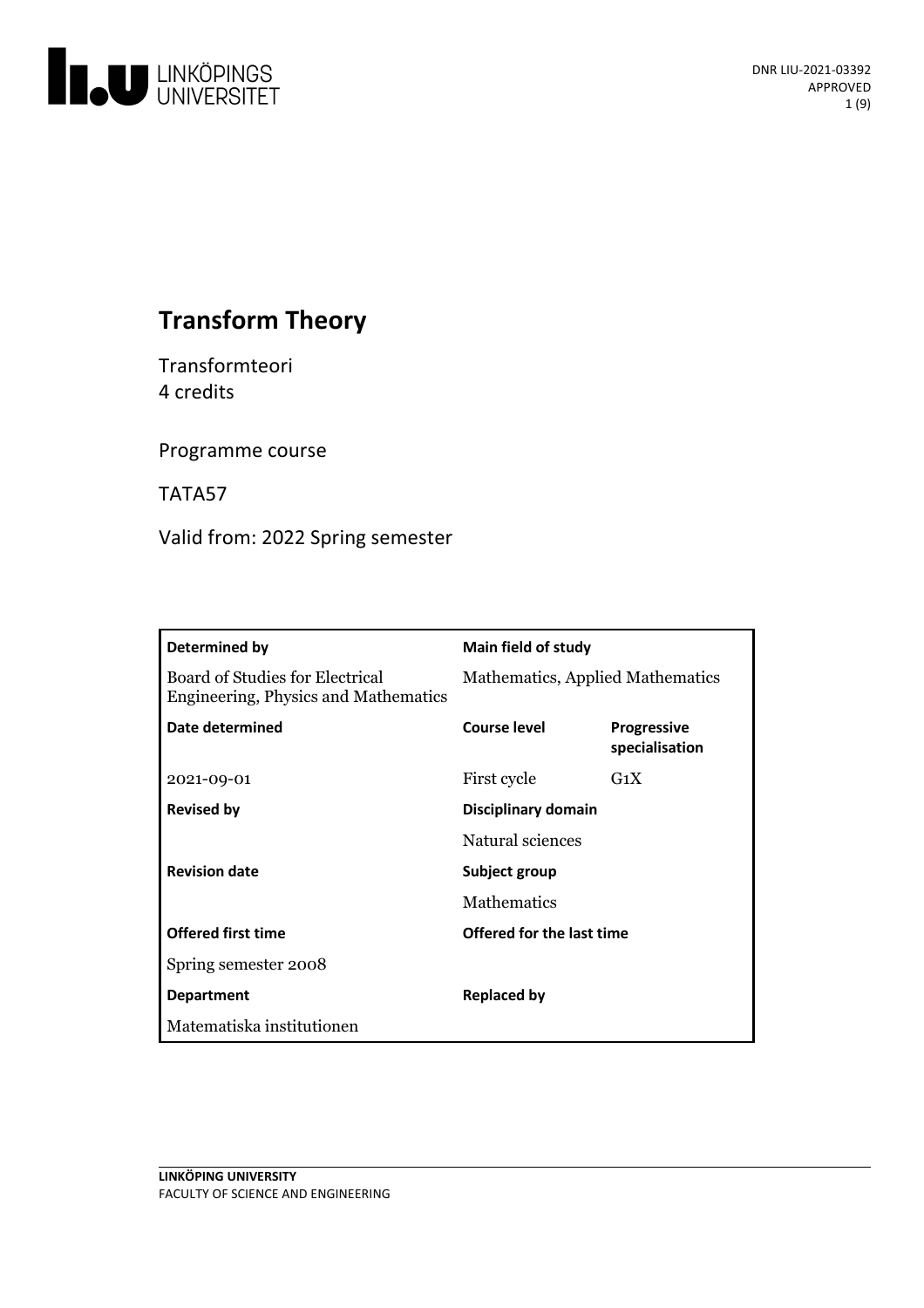DNR LIU-2021-03392
APPROVED

# Transform Theory

Transformteori
4 credits

Programme course

TATA57

Valid from: 2022 Spring semester

| Determined by | Main field of study | |
|---|---|---|
| Board of Studies for Electrical Engineering, Physics and Mathematics | Mathematics, Applied Mathematics | |
| **Date determined** | **Course level** | **Progressive specialisation** |
| 2021-09-01 | First cycle | G1X |
| **Revised by** | **Disciplinary domain** | |
| | Natural sciences | |
| **Revision date** | **Subject group** | |
| | Mathematics | |
| **Offered first time** | **Offered for the last time** | |
| Spring semester 2008 | | |
| **Department** | **Replaced by** | |
| Matematiska institutionen | | |

LINKÖPING UNIVERSITY
FACULTY OF SCIENCE AND ENGINEERING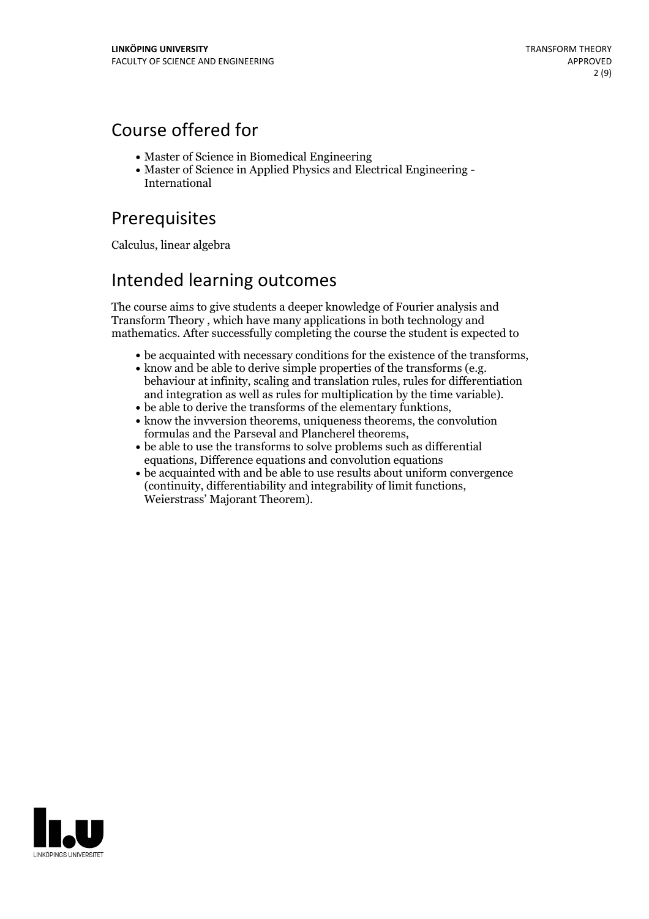## Course offered for

- Master of Science in Biomedical Engineering
- Master of Science in Applied Physics and Electrical Engineering - International

## Prerequisites

Calculus, linear algebra

## Intended learning outcomes

The course aims to give students a deeper knowledge of Fourier analysis and Transform Theory , which have many applications in both technology and mathematics. After successfully completing the course the student is expected to

- be acquainted with necessary conditions for the existence of the transforms,
- know and be able to derive simple properties of the transforms (e.g. behaviour at infinity, scaling and translation rules, rules for differentiation and integration as well as rules for multiplication by the time variable).
- be able to derive the transforms of the elementary funktions,
- know the invversion theorems, uniqueness theorems, the convolution formulas and the Parseval and Plancherel theorems,
- be able to use the transforms to solve problems such as differential equations, Difference equations and convolution equations
- be acquainted with and be able to use results about uniform convergence (continuity, differentiability and integrability of limit functions, Weierstrass' Majorant Theorem).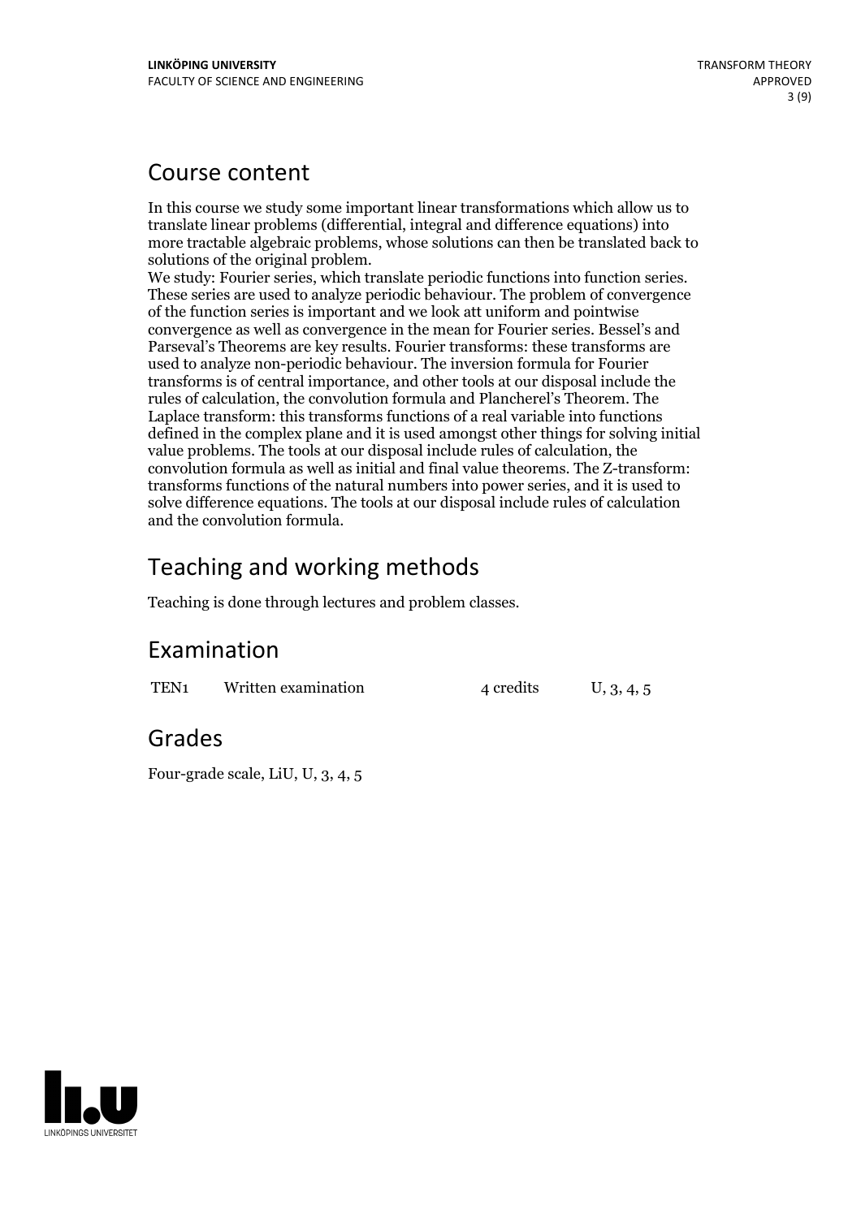## Course content

In this course we study some important linear transformations which allow us to translate linear problems (differential, integral and difference equations) into more tractable algebraic problems, whose solutions can then be translated back to solutions of the original problem.
We study: Fourier series, which translate periodic functions into function series. These series are used to analyze periodic behaviour. The problem of convergence of the function series is important and we look att uniform and pointwise convergence as well as convergence in the mean for Fourier series. Bessel's and Parseval's Theorems are key results. Fourier transforms: these transforms are used to analyze non-periodic behaviour. The inversion formula for Fourier transforms is of central importance, and other tools at our disposal include the rules of calculation, the convolution formula and Plancherel's Theorem. The Laplace transform: this transforms functions of a real variable into functions defined in the complex plane and it is used amongst other things for solving initial value problems. The tools at our disposal include rules of calculation, the convolution formula as well as initial and final value theorems. The Z-transform: transforms functions of the natural numbers into power series, and it is used to solve difference equations. The tools at our disposal include rules of calculation and the convolution formula.

## Teaching and working methods

Teaching is done through lectures and problem classes.

## Examination

| | | | |
|---|---|---|---|
| TEN1 | Written examination | 4 credits | U, 3, 4, 5 |

## Grades

Four-grade scale, LiU, U, 3, 4, 5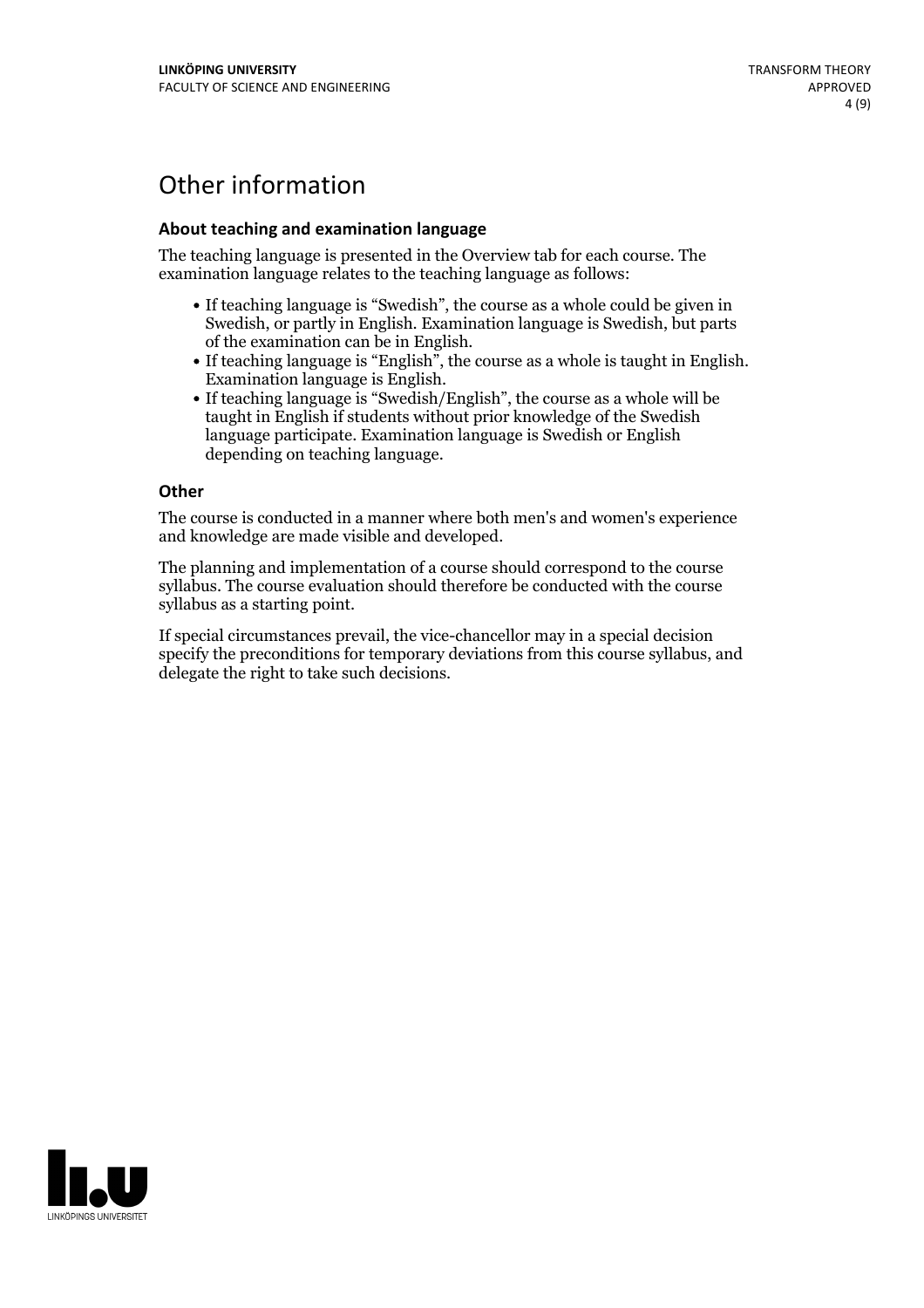# Other information

### About teaching and examination language

The teaching language is presented in the Overview tab for each course. The examination language relates to the teaching language as follows:

- If teaching language is "Swedish", the course as a whole could be given in Swedish, or partly in English. Examination language is Swedish, but parts of the examination can be in English.
- If teaching language is "English", the course as a whole is taught in English. Examination language is English.
- If teaching language is "Swedish/English", the course as a whole will be taught in English if students without prior knowledge of the Swedish language participate. Examination language is Swedish or English depending on teaching language.

### Other

The course is conducted in a manner where both men's and women's experience and knowledge are made visible and developed.

The planning and implementation of a course should correspond to the course syllabus. The course evaluation should therefore be conducted with the course syllabus as a starting point.

If special circumstances prevail, the vice-chancellor may in a special decision specify the preconditions for temporary deviations from this course syllabus, and delegate the right to take such decisions.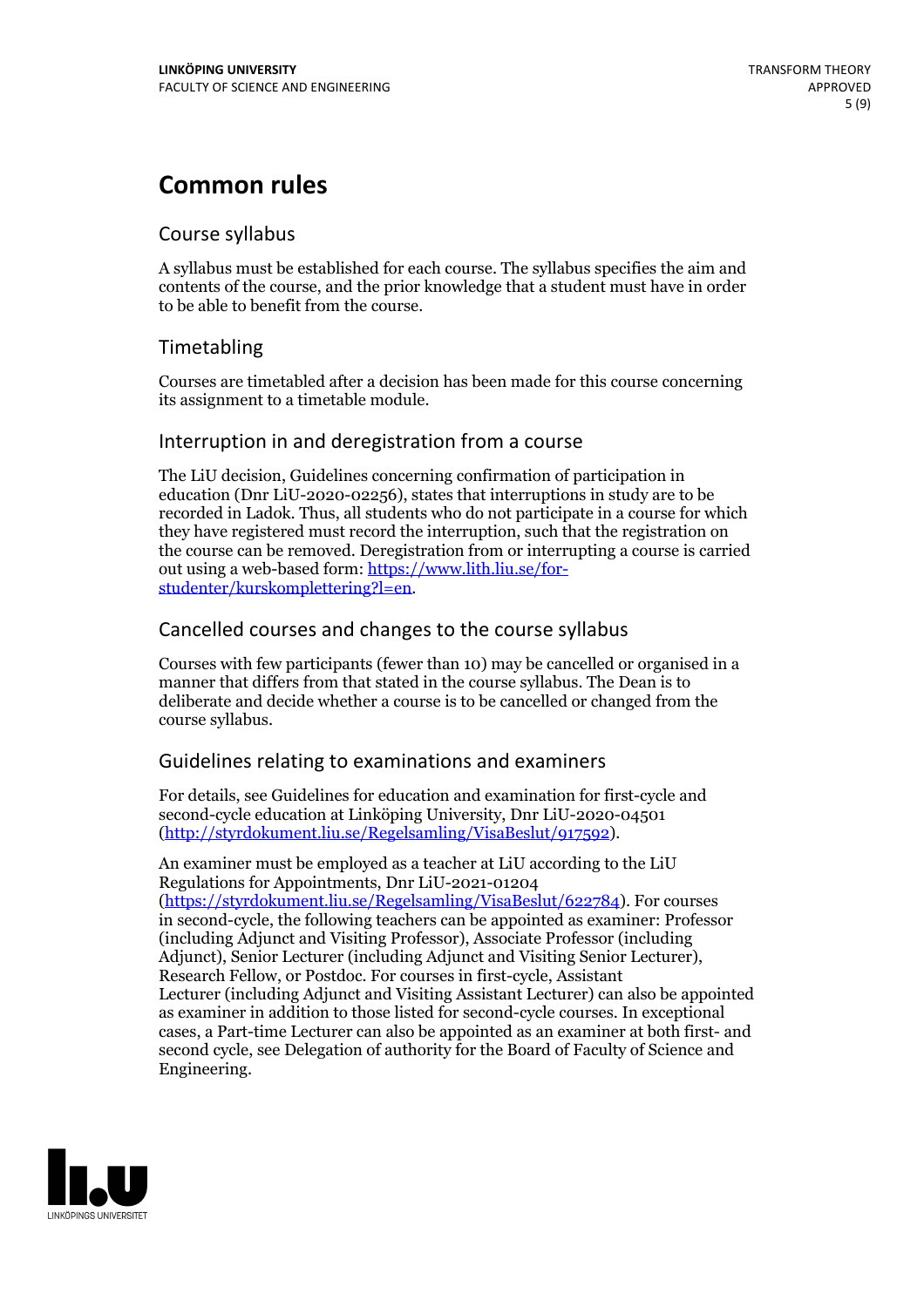# Common rules

## Course syllabus

A syllabus must be established for each course. The syllabus specifies the aim and contents of the course, and the prior knowledge that a student must have in order to be able to benefit from the course.

## Timetabling

Courses are timetabled after a decision has been made for this course concerning its assignment to a timetable module.

## Interruption in and deregistration from a course

The LiU decision, Guidelines concerning confirmation of participation in education (Dnr LiU-2020-02256), states that interruptions in study are to be recorded in Ladok. Thus, all students who do not participate in a course for which they have registered must record the interruption, such that the registration on the course can be removed. Deregistration from or interrupting a course is carried out using a web-based form: https://www.lith.liu.se/for-studenter/kurskomplettering?l=en.

## Cancelled courses and changes to the course syllabus

Courses with few participants (fewer than 10) may be cancelled or organised in a manner that differs from that stated in the course syllabus. The Dean is to deliberate and decide whether a course is to be cancelled or changed from the course syllabus.

## Guidelines relating to examinations and examiners

For details, see Guidelines for education and examination for first-cycle and second-cycle education at Linköping University, Dnr LiU-2020-04501 (http://styrdokument.liu.se/Regelsamling/VisaBeslut/917592).

An examiner must be employed as a teacher at LiU according to the LiU Regulations for Appointments, Dnr LiU-2021-01204 (https://styrdokument.liu.se/Regelsamling/VisaBeslut/622784). For courses in second-cycle, the following teachers can be appointed as examiner: Professor (including Adjunct and Visiting Professor), Associate Professor (including Adjunct), Senior Lecturer (including Adjunct and Visiting Senior Lecturer), Research Fellow, or Postdoc. For courses in first-cycle, Assistant Lecturer (including Adjunct and Visiting Assistant Lecturer) can also be appointed as examiner in addition to those listed for second-cycle courses. In exceptional cases, a Part-time Lecturer can also be appointed as an examiner at both first- and second cycle, see Delegation of authority for the Board of Faculty of Science and Engineering.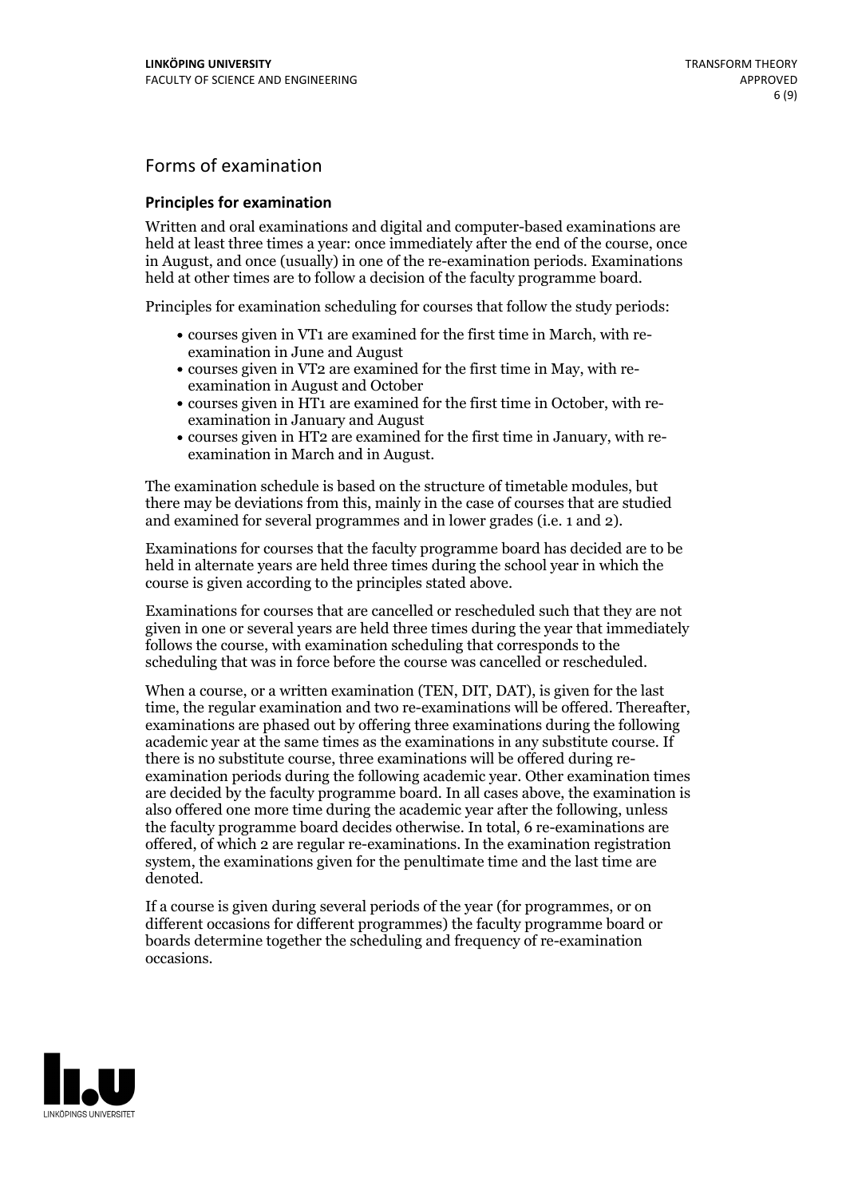## Forms of examination

### Principles for examination

Written and oral examinations and digital and computer-based examinations are held at least three times a year: once immediately after the end of the course, once in August, and once (usually) in one of the re-examination periods. Examinations held at other times are to follow a decision of the faculty programme board.

Principles for examination scheduling for courses that follow the study periods:

- courses given in VT1 are examined for the first time in March, with re-examination in June and August
- courses given in VT2 are examined for the first time in May, with re-examination in August and October
- courses given in HT1 are examined for the first time in October, with re-examination in January and August
- courses given in HT2 are examined for the first time in January, with re-examination in March and in August.

The examination schedule is based on the structure of timetable modules, but there may be deviations from this, mainly in the case of courses that are studied and examined for several programmes and in lower grades (i.e. 1 and 2).

Examinations for courses that the faculty programme board has decided are to be held in alternate years are held three times during the school year in which the course is given according to the principles stated above.

Examinations for courses that are cancelled or rescheduled such that they are not given in one or several years are held three times during the year that immediately follows the course, with examination scheduling that corresponds to the scheduling that was in force before the course was cancelled or rescheduled.

When a course, or a written examination (TEN, DIT, DAT), is given for the last time, the regular examination and two re-examinations will be offered. Thereafter, examinations are phased out by offering three examinations during the following academic year at the same times as the examinations in any substitute course. If there is no substitute course, three examinations will be offered during re-examination periods during the following academic year. Other examination times are decided by the faculty programme board. In all cases above, the examination is also offered one more time during the academic year after the following, unless the faculty programme board decides otherwise. In total, 6 re-examinations are offered, of which 2 are regular re-examinations. In the examination registration system, the examinations given for the penultimate time and the last time are denoted.

If a course is given during several periods of the year (for programmes, or on different occasions for different programmes) the faculty programme board or boards determine together the scheduling and frequency of re-examination occasions.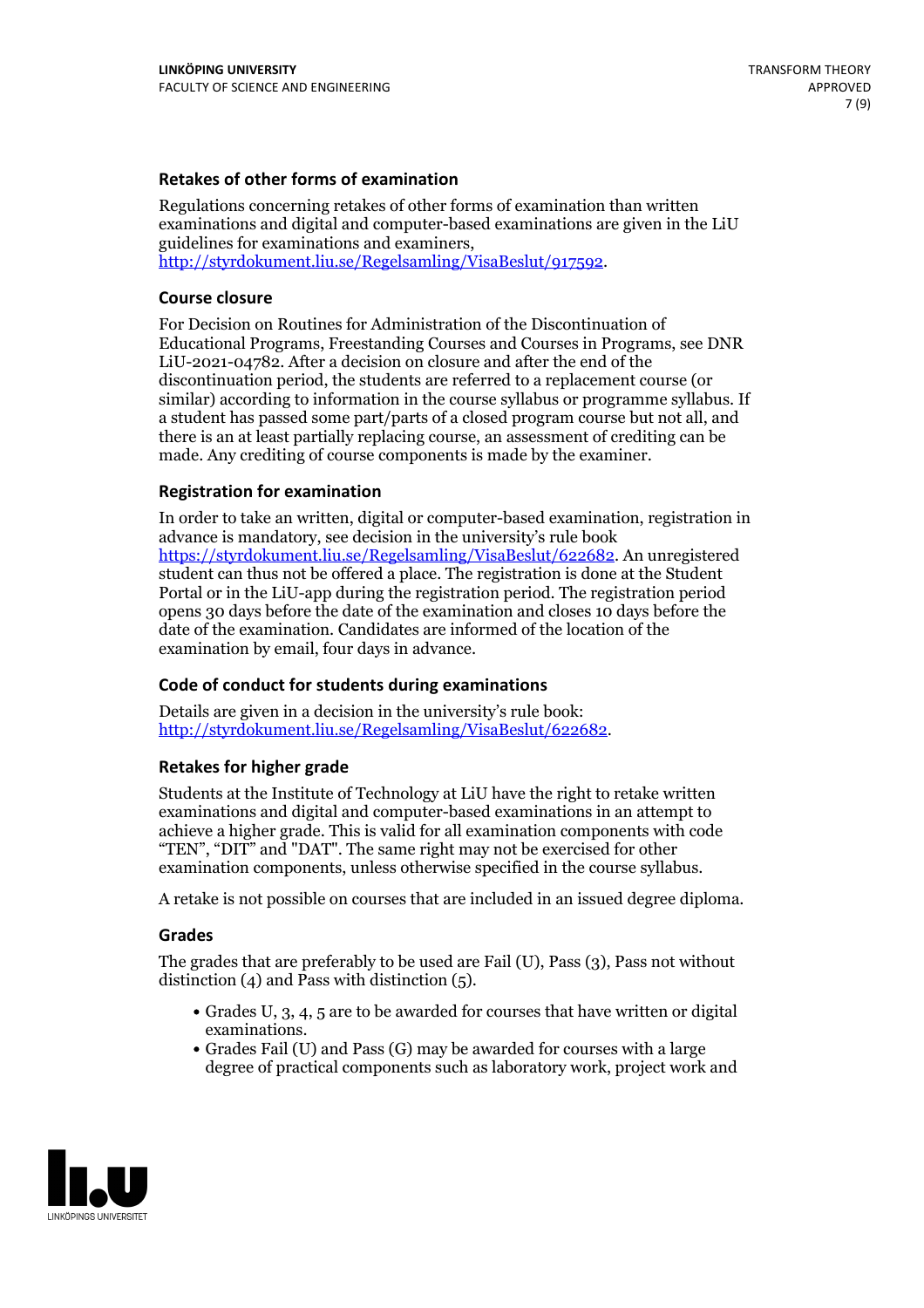### Retakes of other forms of examination

Regulations concerning retakes of other forms of examination than written examinations and digital and computer-based examinations are given in the LiU guidelines for examinations and examiners, http://styrdokument.liu.se/Regelsamling/VisaBeslut/917592.

### Course closure

For Decision on Routines for Administration of the Discontinuation of Educational Programs, Freestanding Courses and Courses in Programs, see DNR LiU-2021-04782. After a decision on closure and after the end of the discontinuation period, the students are referred to a replacement course (or similar) according to information in the course syllabus or programme syllabus. If a student has passed some part/parts of a closed program course but not all, and there is an at least partially replacing course, an assessment of crediting can be made. Any crediting of course components is made by the examiner.

### Registration for examination

In order to take an written, digital or computer-based examination, registration in advance is mandatory, see decision in the university's rule book https://styrdokument.liu.se/Regelsamling/VisaBeslut/622682. An unregistered student can thus not be offered a place. The registration is done at the Student Portal or in the LiU-app during the registration period. The registration period opens 30 days before the date of the examination and closes 10 days before the date of the examination. Candidates are informed of the location of the examination by email, four days in advance.

### Code of conduct for students during examinations

Details are given in a decision in the university's rule book: http://styrdokument.liu.se/Regelsamling/VisaBeslut/622682.

### Retakes for higher grade

Students at the Institute of Technology at LiU have the right to retake written examinations and digital and computer-based examinations in an attempt to achieve a higher grade. This is valid for all examination components with code "TEN", "DIT" and "DAT". The same right may not be exercised for other examination components, unless otherwise specified in the course syllabus.

A retake is not possible on courses that are included in an issued degree diploma.

### Grades

The grades that are preferably to be used are Fail (U), Pass (3), Pass not without distinction (4) and Pass with distinction (5).

- Grades U, 3, 4, 5 are to be awarded for courses that have written or digital examinations.
- Grades Fail (U) and Pass (G) may be awarded for courses with a large degree of practical components such as laboratory work, project work and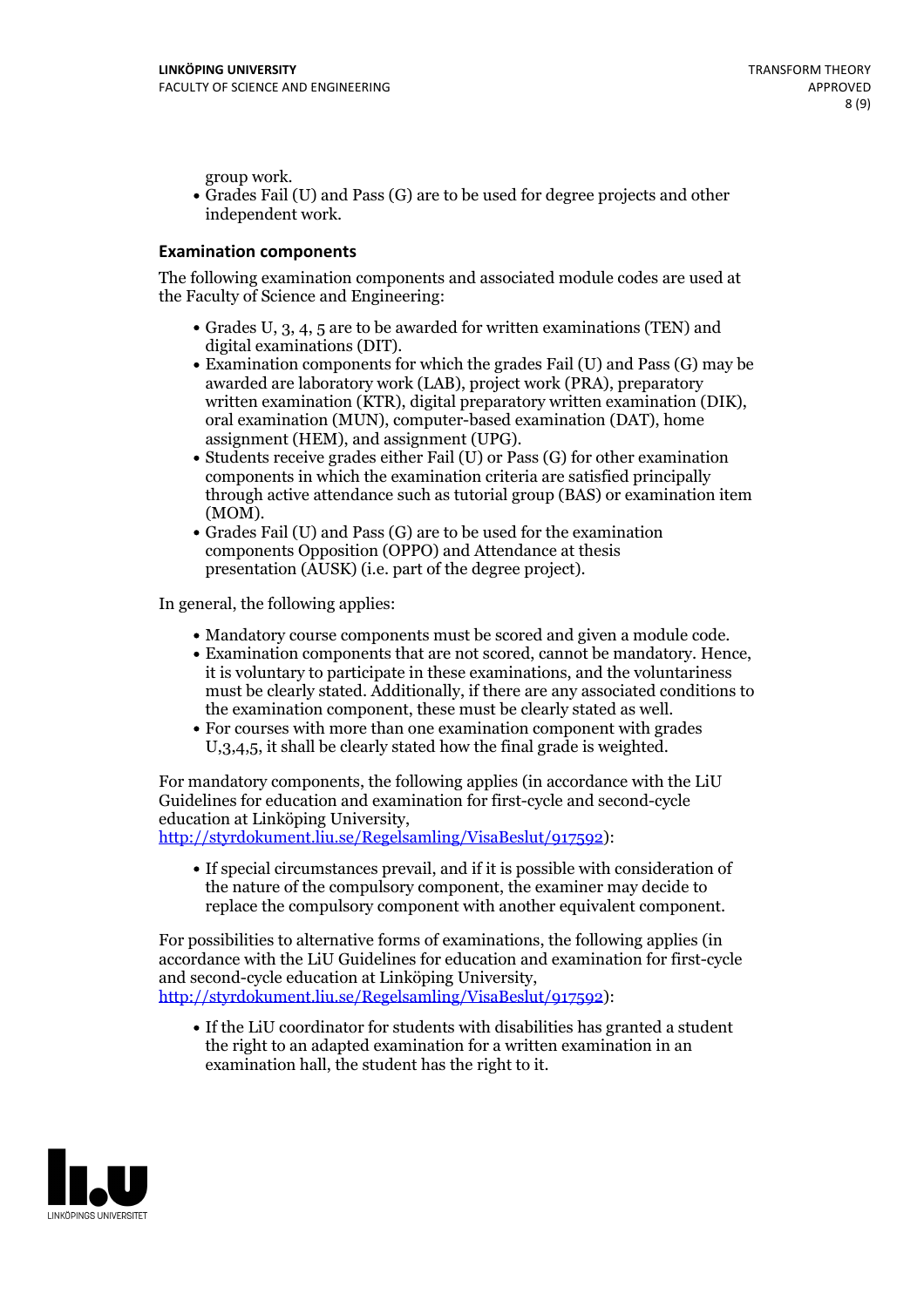group work.

- Grades Fail (U) and Pass (G) are to be used for degree projects and other independent work.

### Examination components

The following examination components and associated module codes are used at the Faculty of Science and Engineering:

- Grades U, 3, 4, 5 are to be awarded for written examinations (TEN) and digital examinations (DIT).
- Examination components for which the grades Fail (U) and Pass (G) may be awarded are laboratory work (LAB), project work (PRA), preparatory written examination (KTR), digital preparatory written examination (DIK), oral examination (MUN), computer-based examination (DAT), home assignment (HEM), and assignment (UPG).
- Students receive grades either Fail (U) or Pass (G) for other examination components in which the examination criteria are satisfied principally through active attendance such as tutorial group (BAS) or examination item (MOM).
- Grades Fail (U) and Pass (G) are to be used for the examination components Opposition (OPPO) and Attendance at thesis presentation (AUSK) (i.e. part of the degree project).

In general, the following applies:

- Mandatory course components must be scored and given a module code.
- Examination components that are not scored, cannot be mandatory. Hence, it is voluntary to participate in these examinations, and the voluntariness must be clearly stated. Additionally, if there are any associated conditions to the examination component, these must be clearly stated as well.
- For courses with more than one examination component with grades U,3,4,5, it shall be clearly stated how the final grade is weighted.

For mandatory components, the following applies (in accordance with the LiU Guidelines for education and examination for first-cycle and second-cycle education at Linköping University, http://styrdokument.liu.se/Regelsamling/VisaBeslut/917592):

- If special circumstances prevail, and if it is possible with consideration of the nature of the compulsory component, the examiner may decide to replace the compulsory component with another equivalent component.

For possibilities to alternative forms of examinations, the following applies (in accordance with the LiU Guidelines for education and examination for first-cycle and second-cycle education at Linköping University, http://styrdokument.liu.se/Regelsamling/VisaBeslut/917592):

- If the LiU coordinator for students with disabilities has granted a student the right to an adapted examination for a written examination in an examination hall, the student has the right to it.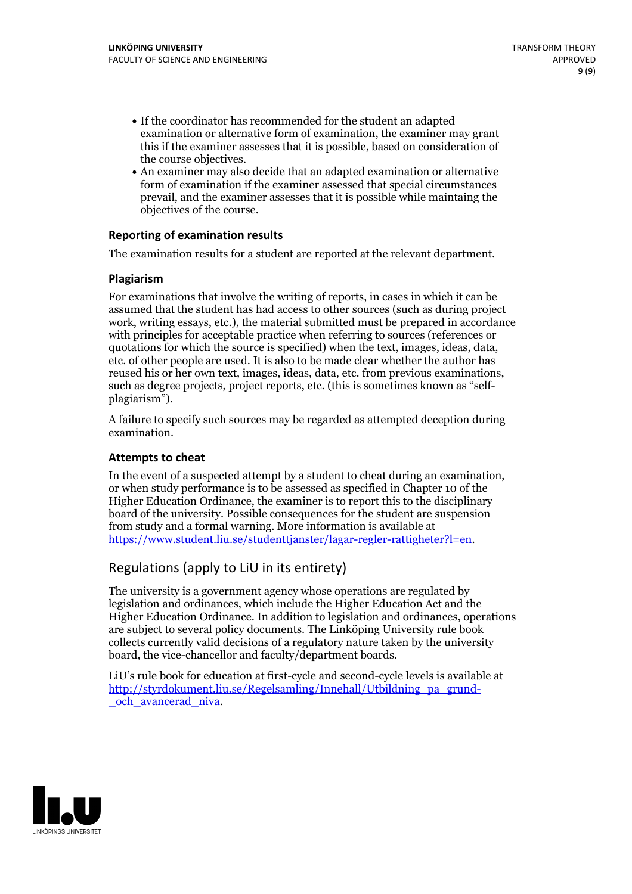- If the coordinator has recommended for the student an adapted examination or alternative form of examination, the examiner may grant this if the examiner assesses that it is possible, based on consideration of the course objectives.
- An examiner may also decide that an adapted examination or alternative form of examination if the examiner assessed that special circumstances prevail, and the examiner assesses that it is possible while maintaing the objectives of the course.

### Reporting of examination results

The examination results for a student are reported at the relevant department.

### Plagiarism

For examinations that involve the writing of reports, in cases in which it can be assumed that the student has had access to other sources (such as during project work, writing essays, etc.), the material submitted must be prepared in accordance with principles for acceptable practice when referring to sources (references or quotations for which the source is specified) when the text, images, ideas, data, etc. of other people are used. It is also to be made clear whether the author has reused his or her own text, images, ideas, data, etc. from previous examinations, such as degree projects, project reports, etc. (this is sometimes known as "self-plagiarism").

A failure to specify such sources may be regarded as attempted deception during examination.

### Attempts to cheat

In the event of a suspected attempt by a student to cheat during an examination, or when study performance is to be assessed as specified in Chapter 10 of the Higher Education Ordinance, the examiner is to report this to the disciplinary board of the university. Possible consequences for the student are suspension from study and a formal warning. More information is available at https://www.student.liu.se/studenttjanster/lagar-regler-rattigheter?l=en.

## Regulations (apply to LiU in its entirety)

The university is a government agency whose operations are regulated by legislation and ordinances, which include the Higher Education Act and the Higher Education Ordinance. In addition to legislation and ordinances, operations are subject to several policy documents. The Linköping University rule book collects currently valid decisions of a regulatory nature taken by the university board, the vice-chancellor and faculty/department boards.

LiU's rule book for education at first-cycle and second-cycle levels is available at http://styrdokument.liu.se/Regelsamling/Innehall/Utbildning_pa_grund-_och_avancerad_niva.